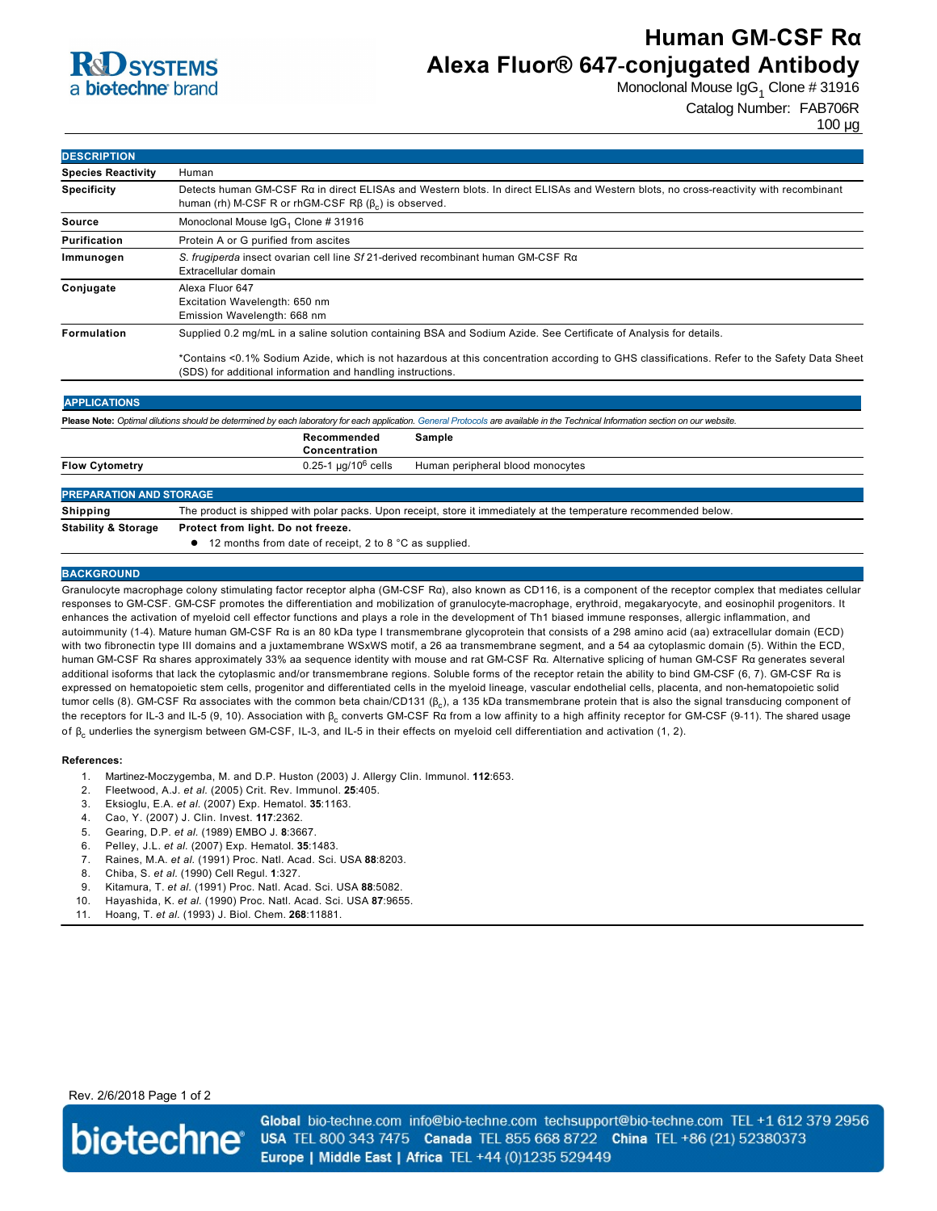# Human GM-CSF Rα Alexa Fluor® 647-conjugated Antibody

Monoclonal Mouse $IgG_1$ Clone # 31916

Catalog Number: FAB706R

100 µg

## DESCRIPTION

| | |
|---|---|
| **Species Reactivity** | Human |
| **Specificity** | Detects human GM-CSF Rα in direct ELISAs and Western blots. In direct ELISAs and Western blots, no cross-reactivity with recombinant human (rh) M-CSF R or rhGM-CSF Rβ ($\beta_c$) is observed. |
| **Source** | Monoclonal Mouse $IgG_1$ Clone # 31916 |
| **Purification** | Protein A or G purified from ascites |
| **Immunogen** | *S. frugiperda* insect ovarian cell line *Sf* 21-derived recombinant human GM-CSF Rα Extracellular domain |
| **Conjugate** | Alexa Fluor 647<br>Excitation Wavelength: 650 nm<br>Emission Wavelength: 668 nm |
| **Formulation** | Supplied 0.2 mg/mL in a saline solution containing BSA and Sodium Azide. See Certificate of Analysis for details.<br><br>*Contains <0.1% Sodium Azide, which is not hazardous at this concentration according to GHS classifications. Refer to the Safety Data Sheet (SDS) for additional information and handling instructions. |

## APPLICATIONS

**Please Note:** *Optimal dilutions should be determined by each laboratory for each application. General Protocols are available in the Technical Information section on our website.*

| | Recommended Concentration | Sample |
|---|---|---|
| **Flow Cytometry** | 0.25-1 µg/$10^6$ cells | Human peripheral blood monocytes |

## PREPARATION AND STORAGE

| | |
|---|---|
| **Shipping** | The product is shipped with polar packs. Upon receipt, store it immediately at the temperature recommended below. |
| **Stability & Storage** | **Protect from light. Do not freeze.**<br>• 12 months from date of receipt, 2 to 8 °C as supplied. |

## BACKGROUND

Granulocyte macrophage colony stimulating factor receptor alpha (GM-CSF Rα), also known as CD116, is a component of the receptor complex that mediates cellular responses to GM-CSF. GM-CSF promotes the differentiation and mobilization of granulocyte-macrophage, erythroid, megakaryocyte, and eosinophil progenitors. It enhances the activation of myeloid cell effector functions and plays a role in the development of Th1 biased immune responses, allergic inflammation, and autoimmunity (1-4). Mature human GM-CSF Rα is an 80 kDa type I transmembrane glycoprotein that consists of a 298 amino acid (aa) extracellular domain (ECD) with two fibronectin type III domains and a juxtamembrane WSxWS motif, a 26 aa transmembrane segment, and a 54 aa cytoplasmic domain (5). Within the ECD, human GM-CSF Rα shares approximately 33% aa sequence identity with mouse and rat GM-CSF Rα. Alternative splicing of human GM-CSF Rα generates several additional isoforms that lack the cytoplasmic and/or transmembrane regions. Soluble forms of the receptor retain the ability to bind GM-CSF (6, 7). GM-CSF Rα is expressed on hematopoietic stem cells, progenitor and differentiated cells in the myeloid lineage, vascular endothelial cells, placenta, and non-hematopoietic solid tumor cells (8). GM-CSF Rα associates with the common beta chain/CD131 ($\beta_c$), a 135 kDa transmembrane protein that is also the signal transducing component of the receptors for IL-3 and IL-5 (9, 10). Association with $\beta_c$ converts GM-CSF Rα from a low affinity to a high affinity receptor for GM-CSF (9-11). The shared usage of $\beta_c$ underlies the synergism between GM-CSF, IL-3, and IL-5 in their effects on myeloid cell differentiation and activation (1, 2).

**References:**

1. Martinez-Moczygemba, M. and D.P. Huston (2003) J. Allergy Clin. Immunol. **112**:653.
2. Fleetwood, A.J. *et al.* (2005) Crit. Rev. Immunol. **25**:405.
3. Eksioglu, E.A. *et al.* (2007) Exp. Hematol. **35**:1163.
4. Cao, Y. (2007) J. Clin. Invest. **117**:2362.
5. Gearing, D.P. *et al.* (1989) EMBO J. **8**:3667.
6. Pelley, J.L. *et al.* (2007) Exp. Hematol. **35**:1483.
7. Raines, M.A. *et al.* (1991) Proc. Natl. Acad. Sci. USA **88**:8203.
8. Chiba, S. *et al.* (1990) Cell Regul. **1**:327.
9. Kitamura, T. *et al.* (1991) Proc. Natl. Acad. Sci. USA **88**:5082.
10. Hayashida, K. *et al.* (1990) Proc. Natl. Acad. Sci. USA **87**:9655.
11. Hoang, T. *et al.* (1993) J. Biol. Chem. **268**:11881.

Rev. 2/6/2018

**Global** bio-techne.com info@bio-techne.com techsupport@bio-techne.com TEL +1 612 379 2956 **USA** TEL 800 343 7475 **Canada** TEL 855 668 8722 **China** TEL +86 (21) 52380373 **Europe | Middle East | Africa** TEL +44 (0)1235 529449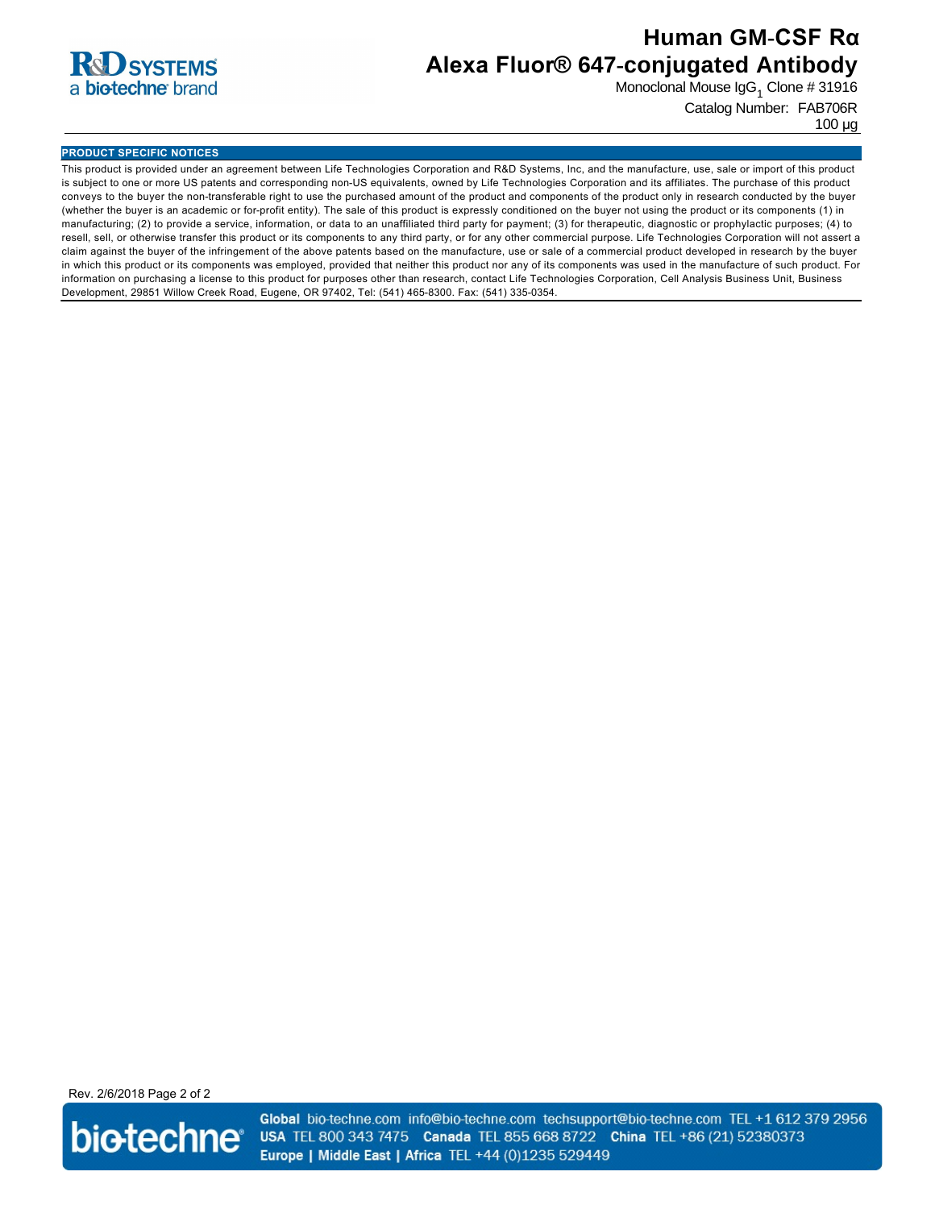# Human GM-CSF Rα Alexa Fluor® 647-conjugated Antibody

Monoclonal Mouse $IgG_1$ Clone # 31916

Catalog Number: FAB706R

100 µg

## PRODUCT SPECIFIC NOTICES

This product is provided under an agreement between Life Technologies Corporation and R&D Systems, Inc, and the manufacture, use, sale or import of this product is subject to one or more US patents and corresponding non-US equivalents, owned by Life Technologies Corporation and its affiliates. The purchase of this product conveys to the buyer the non-transferable right to use the purchased amount of the product and components of the product only in research conducted by the buyer (whether the buyer is an academic or for-profit entity). The sale of this product is expressly conditioned on the buyer not using the product or its components (1) in manufacturing; (2) to provide a service, information, or data to an unaffiliated third party for payment; (3) for therapeutic, diagnostic or prophylactic purposes; (4) to resell, sell, or otherwise transfer this product or its components to any third party, or for any other commercial purpose. Life Technologies Corporation will not assert a claim against the buyer of the infringement of the above patents based on the manufacture, use or sale of a commercial product developed in research by the buyer in which this product or its components was employed, provided that neither this product nor any of its components was used in the manufacture of such product. For information on purchasing a license to this product for purposes other than research, contact Life Technologies Corporation, Cell Analysis Business Unit, Business Development, 29851 Willow Creek Road, Eugene, OR 97402, Tel: (541) 465-8300. Fax: (541) 335-0354.

Rev. 2/6/2018

**Global** bio-techne.com info@bio-techne.com techsupport@bio-techne.com TEL +1 612 379 2956
**USA** TEL 800 343 7475 **Canada** TEL 855 668 8722 **China** TEL +86 (21) 52380373
**Europe | Middle East | Africa** TEL +44 (0)1235 529449